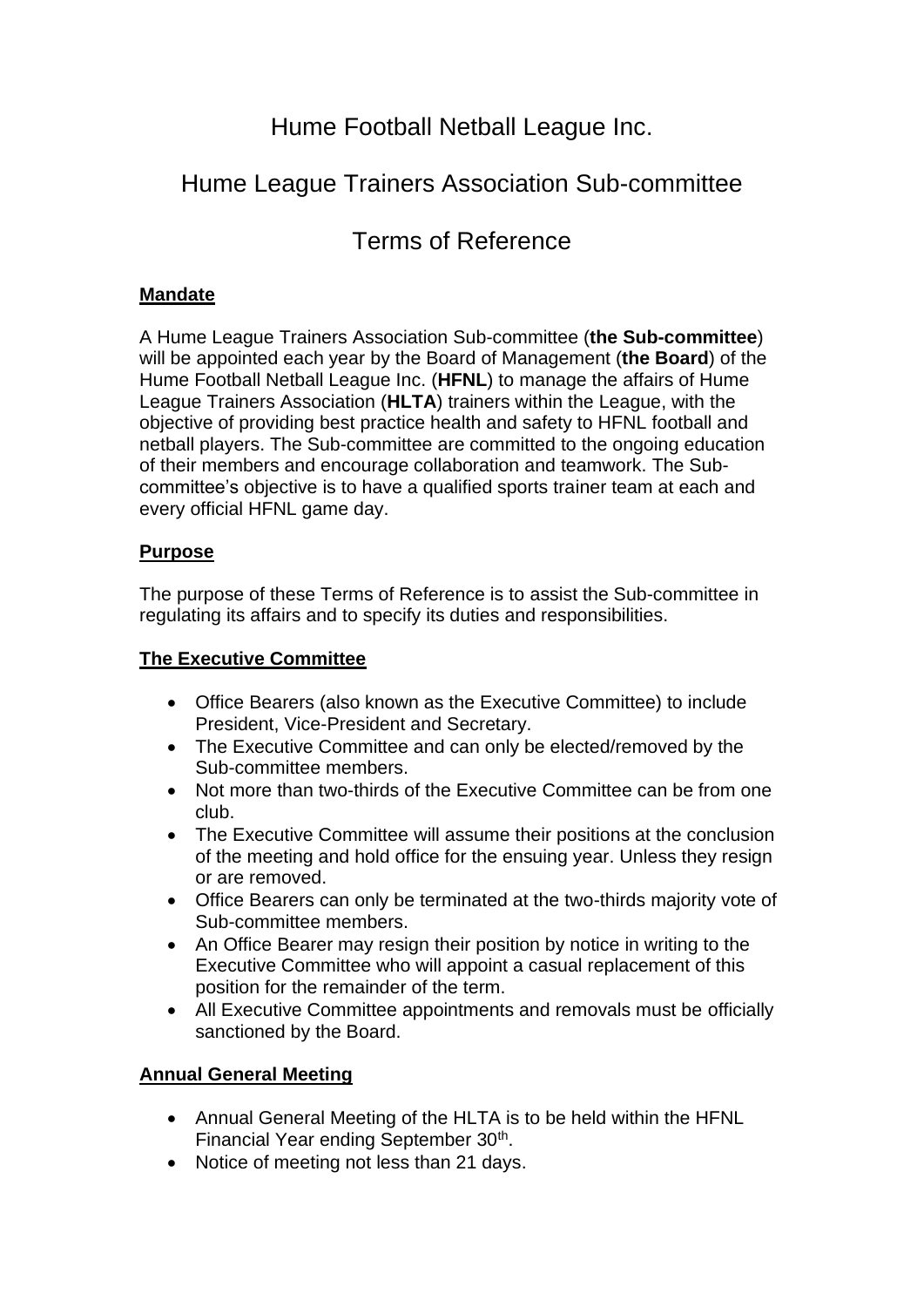# Hume Football Netball League Inc.

# Hume League Trainers Association Sub-committee

# Terms of Reference

## Mandate

A Hume League Trainers Association Sub-committee (**the Sub-committee**) will be appointed each year by the Board of Management (**the Board**) of the Hume Football Netball League Inc. (**HFNL**) to manage the affairs of Hume League Trainers Association (**HLTA**) trainers within the League, with the objective of providing best practice health and safety to HFNL football and netball players. The Sub-committee are committed to the ongoing education of their members and encourage collaboration and teamwork. The Sub-committee's objective is to have a qualified sports trainer team at each and every official HFNL game day.

## Purpose

The purpose of these Terms of Reference is to assist the Sub-committee in regulating its affairs and to specify its duties and responsibilities.

## The Executive Committee

- Office Bearers (also known as the Executive Committee) to include President, Vice-President and Secretary.
- The Executive Committee and can only be elected/removed by the Sub-committee members.
- Not more than two-thirds of the Executive Committee can be from one club.
- The Executive Committee will assume their positions at the conclusion of the meeting and hold office for the ensuing year. Unless they resign or are removed.
- Office Bearers can only be terminated at the two-thirds majority vote of Sub-committee members.
- An Office Bearer may resign their position by notice in writing to the Executive Committee who will appoint a casual replacement of this position for the remainder of the term.
- All Executive Committee appointments and removals must be officially sanctioned by the Board.

## Annual General Meeting

- Annual General Meeting of the HLTA is to be held within the HFNL Financial Year ending September 30th.
- Notice of meeting not less than 21 days.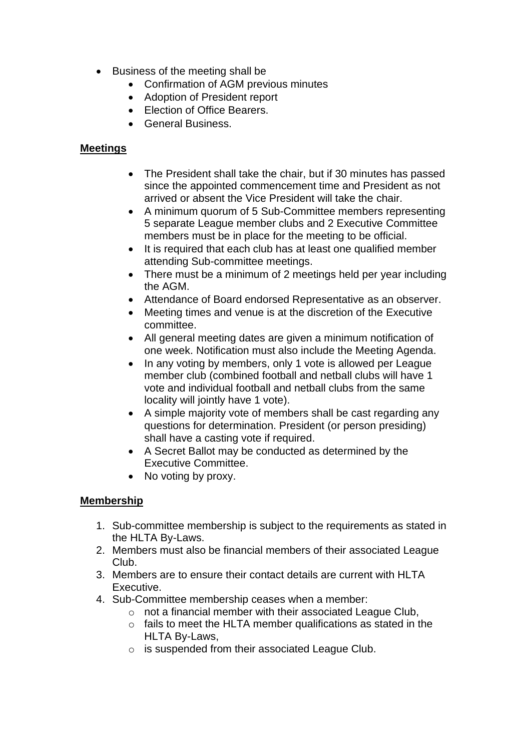- Business of the meeting shall be
    - Confirmation of AGM previous minutes
    - Adoption of President report
    - Election of Office Bearers.
    - General Business.

**Meetings**

- The President shall take the chair, but if 30 minutes has passed since the appointed commencement time and President as not arrived or absent the Vice President will take the chair.
- A minimum quorum of 5 Sub-Committee members representing 5 separate League member clubs and 2 Executive Committee members must be in place for the meeting to be official.
- It is required that each club has at least one qualified member attending Sub-committee meetings.
- There must be a minimum of 2 meetings held per year including the AGM.
- Attendance of Board endorsed Representative as an observer.
- Meeting times and venue is at the discretion of the Executive committee.
- All general meeting dates are given a minimum notification of one week. Notification must also include the Meeting Agenda.
- In any voting by members, only 1 vote is allowed per League member club (combined football and netball clubs will have 1 vote and individual football and netball clubs from the same locality will jointly have 1 vote).
- A simple majority vote of members shall be cast regarding any questions for determination. President (or person presiding) shall have a casting vote if required.
- A Secret Ballot may be conducted as determined by the Executive Committee.
- No voting by proxy.

**Membership**

1. Sub-committee membership is subject to the requirements as stated in the HLTA By-Laws.
2. Members must also be financial members of their associated League Club.
3. Members are to ensure their contact details are current with HLTA Executive.
4. Sub-Committee membership ceases when a member:
    - not a financial member with their associated League Club,
    - fails to meet the HLTA member qualifications as stated in the HLTA By-Laws,
    - is suspended from their associated League Club.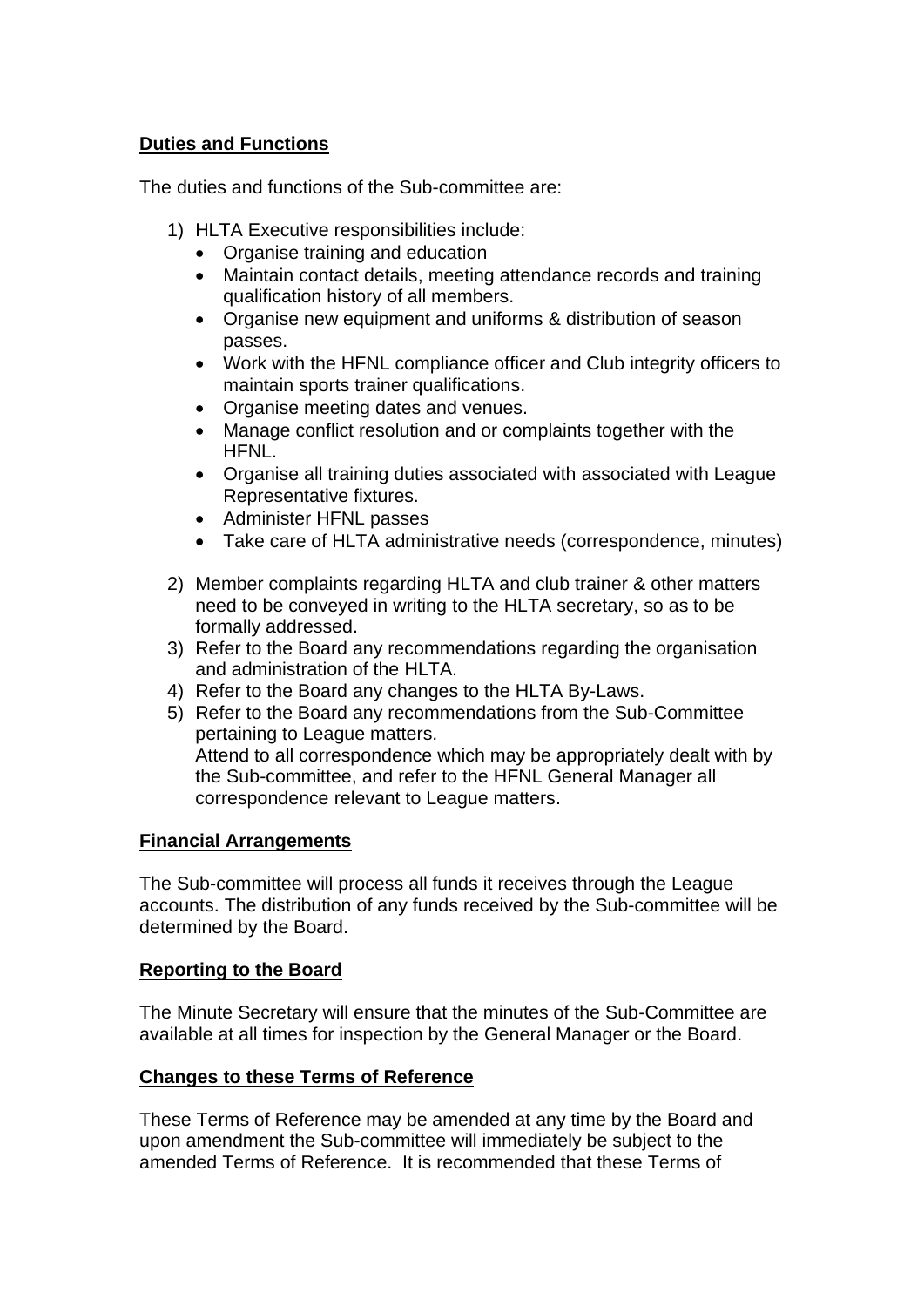**Duties and Functions**

The duties and functions of the Sub-committee are:

1) HLTA Executive responsibilities include:
   - Organise training and education
   - Maintain contact details, meeting attendance records and training qualification history of all members.
   - Organise new equipment and uniforms & distribution of season passes.
   - Work with the HFNL compliance officer and Club integrity officers to maintain sports trainer qualifications.
   - Organise meeting dates and venues.
   - Manage conflict resolution and or complaints together with the HFNL.
   - Organise all training duties associated with associated with League Representative fixtures.
   - Administer HFNL passes
   - Take care of HLTA administrative needs (correspondence, minutes)

2) Member complaints regarding HLTA and club trainer & other matters need to be conveyed in writing to the HLTA secretary, so as to be formally addressed.
3) Refer to the Board any recommendations regarding the organisation and administration of the HLTA.
4) Refer to the Board any changes to the HLTA By-Laws.
5) Refer to the Board any recommendations from the Sub-Committee pertaining to League matters.
   Attend to all correspondence which may be appropriately dealt with by the Sub-committee, and refer to the HFNL General Manager all correspondence relevant to League matters.

**Financial Arrangements**

The Sub-committee will process all funds it receives through the League accounts. The distribution of any funds received by the Sub-committee will be determined by the Board.

**Reporting to the Board**

The Minute Secretary will ensure that the minutes of the Sub-Committee are available at all times for inspection by the General Manager or the Board.

**Changes to these Terms of Reference**

These Terms of Reference may be amended at any time by the Board and upon amendment the Sub-committee will immediately be subject to the amended Terms of Reference. It is recommended that these Terms of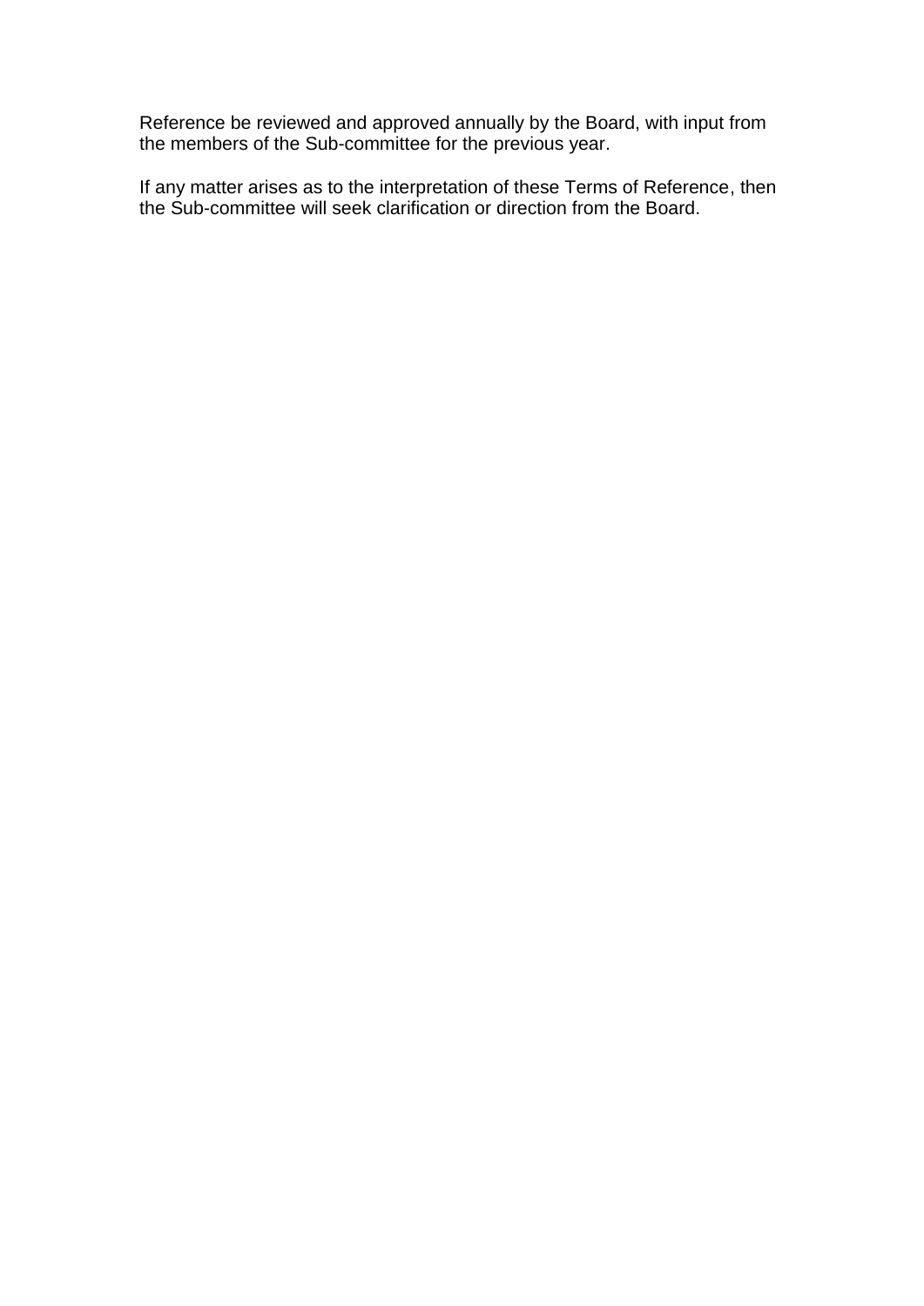Reference be reviewed and approved annually by the Board, with input from the members of the Sub-committee for the previous year.

If any matter arises as to the interpretation of these Terms of Reference, then the Sub-committee will seek clarification or direction from the Board.